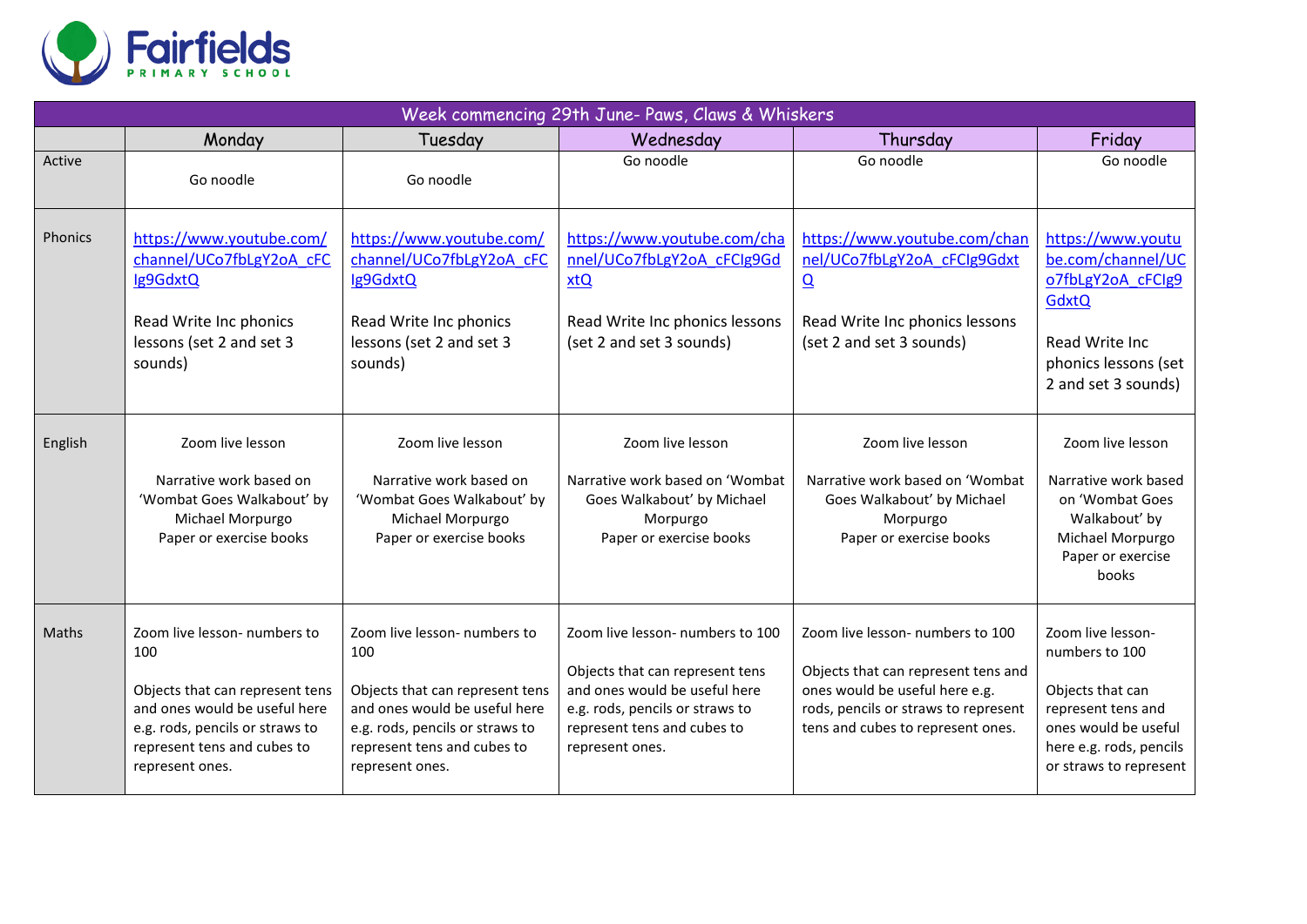Fairfields PRIMARY SCHOOL

| Week commencing 29th June- Paws, Claws & Whiskers | | | | | |
|---|---|---|---|---|---|
| | Monday | Tuesday | Wednesday | Thursday | Friday |
| Active | Go noodle | Go noodle | Go noodle | Go noodle | Go noodle |
| Phonics | https://www.youtube.com/channel/UCo7fbLgY2oA_cFClg9GdxtQ<br><br>Read Write Inc phonics lessons (set 2 and set 3 sounds) | https://www.youtube.com/channel/UCo7fbLgY2oA_cFClg9GdxtQ<br><br>Read Write Inc phonics lessons (set 2 and set 3 sounds) | https://www.youtube.com/channel/UCo7fbLgY2oA_cFClg9GdxtQ<br><br>Read Write Inc phonics lessons (set 2 and set 3 sounds) | https://www.youtube.com/channel/UCo7fbLgY2oA_cFClg9GdxtQ<br><br>Read Write Inc phonics lessons (set 2 and set 3 sounds) | https://www.youtube.com/channel/UCo7fbLgY2oA_cFClg9GdxtQ<br><br>Read Write Inc phonics lessons (set 2 and set 3 sounds) |
| English | Zoom live lesson<br><br>Narrative work based on 'Wombat Goes Walkabout' by Michael Morpurgo<br>Paper or exercise books | Zoom live lesson<br><br>Narrative work based on 'Wombat Goes Walkabout' by Michael Morpurgo<br>Paper or exercise books | Zoom live lesson<br><br>Narrative work based on 'Wombat Goes Walkabout' by Michael Morpurgo<br>Paper or exercise books | Zoom live lesson<br><br>Narrative work based on 'Wombat Goes Walkabout' by Michael Morpurgo<br>Paper or exercise books | Zoom live lesson<br><br>Narrative work based on 'Wombat Goes Walkabout' by Michael Morpurgo<br>Paper or exercise books |
| Maths | Zoom live lesson- numbers to 100<br><br>Objects that can represent tens and ones would be useful here e.g. rods, pencils or straws to represent tens and cubes to represent ones. | Zoom live lesson- numbers to 100<br><br>Objects that can represent tens and ones would be useful here e.g. rods, pencils or straws to represent tens and cubes to represent ones. | Zoom live lesson- numbers to 100<br><br>Objects that can represent tens and ones would be useful here e.g. rods, pencils or straws to represent tens and cubes to represent ones. | Zoom live lesson- numbers to 100<br><br>Objects that can represent tens and ones would be useful here e.g. rods, pencils or straws to represent tens and cubes to represent ones. | Zoom live lesson- numbers to 100<br><br>Objects that can represent tens and ones would be useful here e.g. rods, pencils or straws to represent |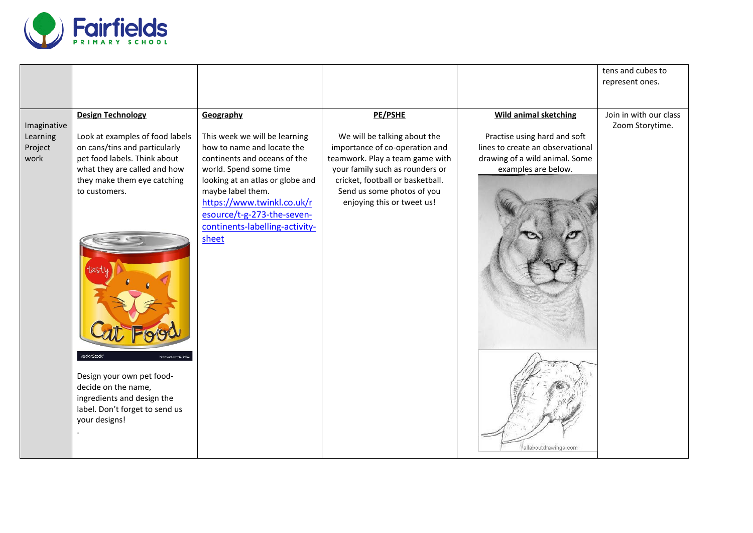| | | | | | |
|---|---|---|---|---|---|
| | | | | | tens and cubes to represent ones. |
| Imaginative Learning Project work | **Design Technology**<br><br>Look at examples of food labels on cans/tins and particularly pet food labels. Think about what they are called and how they make them eye catching to customers.<br><br>Design your own pet food- decide on the name, ingredients and design the label. Don't forget to send us your designs!<br>. | **Geography**<br><br>This week we will be learning how to name and locate the continents and oceans of the world. Spend some time looking at an atlas or globe and maybe label them.<br>https://www.twinkl.co.uk/resource/t-g-273-the-seven-continents-labelling-activity-sheet | **PE/PSHE**<br><br>We will be talking about the importance of co-operation and teamwork. Play a team game with your family such as rounders or cricket, football or basketball. Send us some photos of you enjoying this or tweet us! | **Wild animal sketching**<br><br>Practise using hard and soft lines to create an observational drawing of a wild animal. Some examples are below. | Join in with our class Zoom Storytime. |